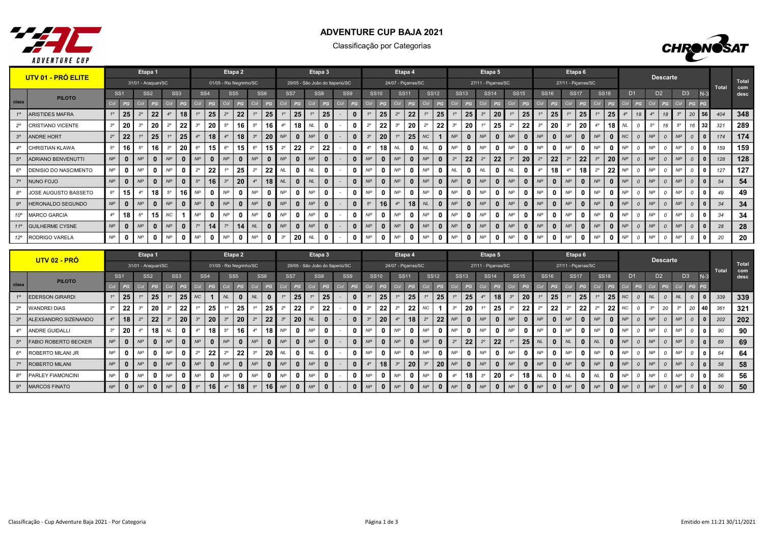# ADVENTURE CUP BAJA 2021

Classificação por Categorias

## UTV 01 - PRÓ ELITE

| class | PILOTO | Etapa 1 - 31/01 - Araquari/SC | | | | | | Etapa 2 - 01/05 - Rio Negrinho/SC | | | | | | Etapa 3 - 29/05 - São João do Itaperiú/SC | | | | | | Etapa 4 - 24/07 - Piçarras/SC | | | | | | Etapa 5 - 27/11 - Piçarras/SC | | | | | | Etapa 6 - 27/11 - Piçarras/SC | | | | | | Descarte | | | | | | | Total | Total com desc |
|---|---|---|---|---|---|---|---|---|---|---|---|---|---|---|---|---|---|---|---|---|---|---|---|---|---|---|---|---|---|---|---|---|---|---|---|---|---|---|---|---|---|---|---|---|---|---|
| | | SS1 | | SS2 | | SS3 | | SS4 | | SS5 | | SS6 | | SS7 | | SS8 | | SS9 | | SS10 | | SS11 | | SS12 | | SS13 | | SS14 | | SS15 | | SS16 | | SS17 | | SS18 | | D1 | | D2 | | D3 | | N-3 | | |
| | | Col | PG | Col | PG | Col | PG | Col | PG | Col | PG | Col | PG | Col | PG | Col | PG | Col | PG | Col | PG | Col | PG | Col | PG | Col | PG | Col | PG | Col | PG | Col | PG | Col | PG | Col | PG | Col | PG | Col | PG | Col | PG | PG | | |
| 1º | ARISTIDES MAFRA | 1º | 25 | 2º | 22 | 4º | 18 | 1º | 25 | 2º | 22 | 1º | 25 | 1º | 25 | 1º | 25 | - | 0 | 1º | 25 | 2º | 22 | 1º | 25 | 1º | 25 | 3º | 20 | 1º | 25 | 1º | 25 | 1º | 25 | 1º | 25 | 4º | 18 | 4º | 18 | 3º | 20 | 56 | 404 | 348 |
| 2º | CRISTIANO VICENTE | 3º | 20 | 3º | 20 | 2º | 22 | 3º | 20 | 5º | 16 | 5º | 16 | 4º | 18 | NL | 0 | - | 0 | 2º | 22 | 3º | 20 | 2º | 22 | 3º | 20 | 1º | 25 | 2º | 22 | 3º | 20 | 3º | 20 | 4º | 18 | NL | 0 | 5º | 16 | 5º | 16 | 32 | 321 | 289 |
| 3º | ANDRE HORT | 2º | 22 | 1º | 25 | 1º | 25 | 4º | 18 | 4º | 18 | 3º | 20 | NP | 0 | NP | 0 | - | 0 | 3º | 20 | 1º | 25 | NC | 1 | NP | 0 | NP | 0 | NP | 0 | NP | 0 | NP | 0 | NP | 0 | NC | 0 | NP | 0 | NP | 0 | 0 | 174 | 174 |
| 4º | CHRISTIAN KLAWA | 5º | 16 | 5º | 16 | 3º | 20 | 6º | 15 | 6º | 15 | 6º | 15 | 2º | 22 | 2º | 22 | - | 0 | 4º | 18 | NL | 0 | NL | 0 | NP | 0 | NP | 0 | NP | 0 | NP | 0 | NP | 0 | NP | 0 | NP | 0 | NP | 0 | NP | 0 | 0 | 159 | 159 |
| 5º | ADRIANO BENVENUTTI | NP | 0 | NP | 0 | NP | 0 | NP | 0 | NP | 0 | NP | 0 | NP | 0 | NP | 0 | - | 0 | NP | 0 | NP | 0 | NP | 0 | 2º | 22 | 2º | 22 | 3º | 20 | 2º | 22 | 2º | 22 | 3º | 20 | NP | 0 | NP | 0 | NP | 0 | 0 | 128 | 128 |
| 6º | DENISIO DO NASCIMENTO | NP | 0 | NP | 0 | NP | 0 | 2º | 22 | 1º | 25 | 2º | 22 | NL | 0 | NL | 0 | - | 0 | NP | 0 | NP | 0 | NP | 0 | NL | 0 | NL | 0 | NL | 0 | 4º | 18 | 4º | 18 | 2º | 22 | NP | 0 | NP | 0 | NP | 0 | 0 | 127 | 127 |
| 7º | NUNO FOJO | NP | 0 | NP | 0 | NP | 0 | 5º | 16 | 3º | 20 | 4º | 18 | NL | 0 | NL | 0 | - | 0 | NP | 0 | NP | 0 | NP | 0 | NP | 0 | NP | 0 | NP | 0 | NP | 0 | NP | 0 | NP | 0 | NP | 0 | NP | 0 | NP | 0 | 0 | 54 | 54 |
| 8º | JOSE AUGUSTO BASSETO | 6º | 15 | 4º | 18 | 5º | 16 | NP | 0 | NP | 0 | NP | 0 | NP | 0 | NP | 0 | - | 0 | NP | 0 | NP | 0 | NP | 0 | NP | 0 | NP | 0 | NP | 0 | NP | 0 | NP | 0 | NP | 0 | NP | 0 | NP | 0 | NP | 0 | 0 | 49 | 49 |
| 9º | HERONALDO SEGUNDO | NP | 0 | NP | 0 | NP | 0 | NP | 0 | NP | 0 | NP | 0 | NP | 0 | NP | 0 | - | 0 | 5º | 16 | 4º | 18 | NL | 0 | NP | 0 | NP | 0 | NP | 0 | NP | 0 | NP | 0 | NP | 0 | NP | 0 | NP | 0 | NP | 0 | 0 | 34 | 34 |
| 10º | MARCO GARCIA | 4º | 18 | 6º | 15 | NC | 1 | NP | 0 | NP | 0 | NP | 0 | NP | 0 | NP | 0 | - | 0 | NP | 0 | NP | 0 | NP | 0 | NP | 0 | NP | 0 | NP | 0 | NP | 0 | NP | 0 | NP | 0 | NP | 0 | NP | 0 | NP | 0 | 0 | 34 | 34 |
| 11º | GUILHERME CYSNE | NP | 0 | NP | 0 | NP | 0 | 7º | 14 | 7º | 14 | NL | 0 | NP | 0 | NP | 0 | - | 0 | NP | 0 | NP | 0 | NP | 0 | NP | 0 | NP | 0 | NP | 0 | NP | 0 | NP | 0 | NP | 0 | NP | 0 | NP | 0 | NP | 0 | 0 | 28 | 28 |
| 12º | RODRIGO VARELA | NP | 0 | NP | 0 | NP | 0 | NP | 0 | NP | 0 | NP | 0 | 3º | 20 | NL | 0 | - | 0 | NP | 0 | NP | 0 | NP | 0 | NP | 0 | NP | 0 | NP | 0 | NP | 0 | NP | 0 | NP | 0 | NP | 0 | NP | 0 | NP | 0 | 0 | 20 | 20 |

## UTV 02 - PRÓ

| class | PILOTO | Etapa 1 - 31/01 - Araquari/SC | | | | | | Etapa 2 - 01/05 - Rio Negrinho/SC | | | | | | Etapa 3 - 29/05 - São João do Itaperiú/SC | | | | | | Etapa 4 - 24/07 - Piçarras/SC | | | | | | Etapa 5 - 27/11 - Piçarras/SC | | | | | | Etapa 6 - 27/11 - Piçarras/SC | | | | | | Descarte | | | | | | | Total | Total com desc |
|---|---|---|---|---|---|---|---|---|---|---|---|---|---|---|---|---|---|---|---|---|---|---|---|---|---|---|---|---|---|---|---|---|---|---|---|---|---|---|---|---|---|---|---|---|---|---|
| | | SS1 | | SS2 | | SS3 | | SS4 | | SS5 | | SS6 | | SS7 | | SS8 | | SS9 | | SS10 | | SS11 | | SS12 | | SS13 | | SS14 | | SS15 | | SS16 | | SS17 | | SS18 | | D1 | | D2 | | D3 | | N-3 | | |
| | | Col | PG | Col | PG | Col | PG | Col | PG | Col | PG | Col | PG | Col | PG | Col | PG | Col | PG | Col | PG | Col | PG | Col | PG | Col | PG | Col | PG | Col | PG | Col | PG | Col | PG | Col | PG | Col | PG | Col | PG | Col | PG | PG | | |
| 1º | EDERSON GIRARDI | 1º | 25 | 1º | 25 | 1º | 25 | NC | 1 | NL | 0 | NL | 0 | 1º | 25 | 1º | 25 | - | 0 | 1º | 25 | 1º | 25 | 1º | 25 | 1º | 25 | 4º | 18 | 3º | 20 | 1º | 25 | 1º | 25 | 1º | 25 | NC | 0 | NL | 0 | NL | 0 | 0 | 339 | 339 |
| 2º | WANDREI DIAS | 2º | 22 | 3º | 20 | 2º | 22 | 1º | 25 | 1º | 25 | 1º | 25 | 2º | 22 | 2º | 22 | - | 0 | 2º | 22 | 2º | 22 | NC | 1 | 3º | 20 | 1º | 25 | 2º | 22 | 2º | 22 | 2º | 22 | 2º | 22 | NC | 0 | 3º | 20 | 3º | 20 | 40 | 361 | 321 |
| 3º | ALEXSANDRO SIZENANDO | 4º | 18 | 2º | 22 | 3º | 20 | 3º | 20 | 3º | 20 | 2º | 22 | 3º | 20 | NL | 0 | - | 0 | 3º | 20 | 4º | 18 | 2º | 22 | NP | 0 | NP | 0 | NP | 0 | NP | 0 | NP | 0 | NP | 0 | NP | 0 | NP | 0 | NP | 0 | 0 | 202 | 202 |
| 4º | ANDRE GUIDALLI | 3º | 20 | 4º | 18 | NL | 0 | 4º | 18 | 5º | 16 | 4º | 18 | NP | 0 | NP | 0 | - | 0 | NP | 0 | NP | 0 | NP | 0 | NP | 0 | NP | 0 | NP | 0 | NP | 0 | NP | 0 | NP | 0 | NP | 0 | NP | 0 | NP | 0 | 0 | 90 | 90 |
| 5º | FABIO ROBERTO BECKER | NP | 0 | NP | 0 | NP | 0 | NP | 0 | NP | 0 | NP | 0 | NP | 0 | NP | 0 | - | 0 | NP | 0 | NP | 0 | NP | 0 | 2º | 22 | 2º | 22 | 1º | 25 | NL | 0 | NL | 0 | NL | 0 | NP | 0 | NP | 0 | NP | 0 | 0 | 69 | 69 |
| 6º | ROBERTO MILANI JR | NP | 0 | NP | 0 | NP | 0 | 2º | 22 | 2º | 22 | 3º | 20 | NL | 0 | NL | 0 | - | 0 | NP | 0 | NP | 0 | NP | 0 | NP | 0 | NP | 0 | NP | 0 | NP | 0 | NP | 0 | NP | 0 | NP | 0 | NP | 0 | NP | 0 | 0 | 64 | 64 |
| 7º | ROBERTO MILANI | NP | 0 | NP | 0 | NP | 0 | NP | 0 | NP | 0 | NP | 0 | NP | 0 | NP | 0 | - | 0 | 4º | 18 | 3º | 20 | 3º | 20 | NP | 0 | NP | 0 | NP | 0 | NP | 0 | NP | 0 | NP | 0 | NP | 0 | NP | 0 | NP | 0 | 0 | 58 | 58 |
| 8º | PARLEY FIAMONCINI | NP | 0 | NP | 0 | NP | 0 | NP | 0 | NP | 0 | NP | 0 | NP | 0 | NP | 0 | - | 0 | NP | 0 | NP | 0 | NP | 0 | 4º | 18 | 3º | 20 | 4º | 18 | NL | 0 | NL | 0 | NL | 0 | NP | 0 | NP | 0 | NP | 0 | 0 | 56 | 56 |
| 9º | MARCOS FINATO | NP | 0 | NP | 0 | NP | 0 | 5º | 16 | 4º | 18 | 5º | 16 | NP | 0 | NP | 0 | - | 0 | NP | 0 | NP | 0 | NP | 0 | NP | 0 | NP | 0 | NP | 0 | NP | 0 | NP | 0 | NP | 0 | NP | 0 | NP | 0 | NP | 0 | 0 | 50 | 50 |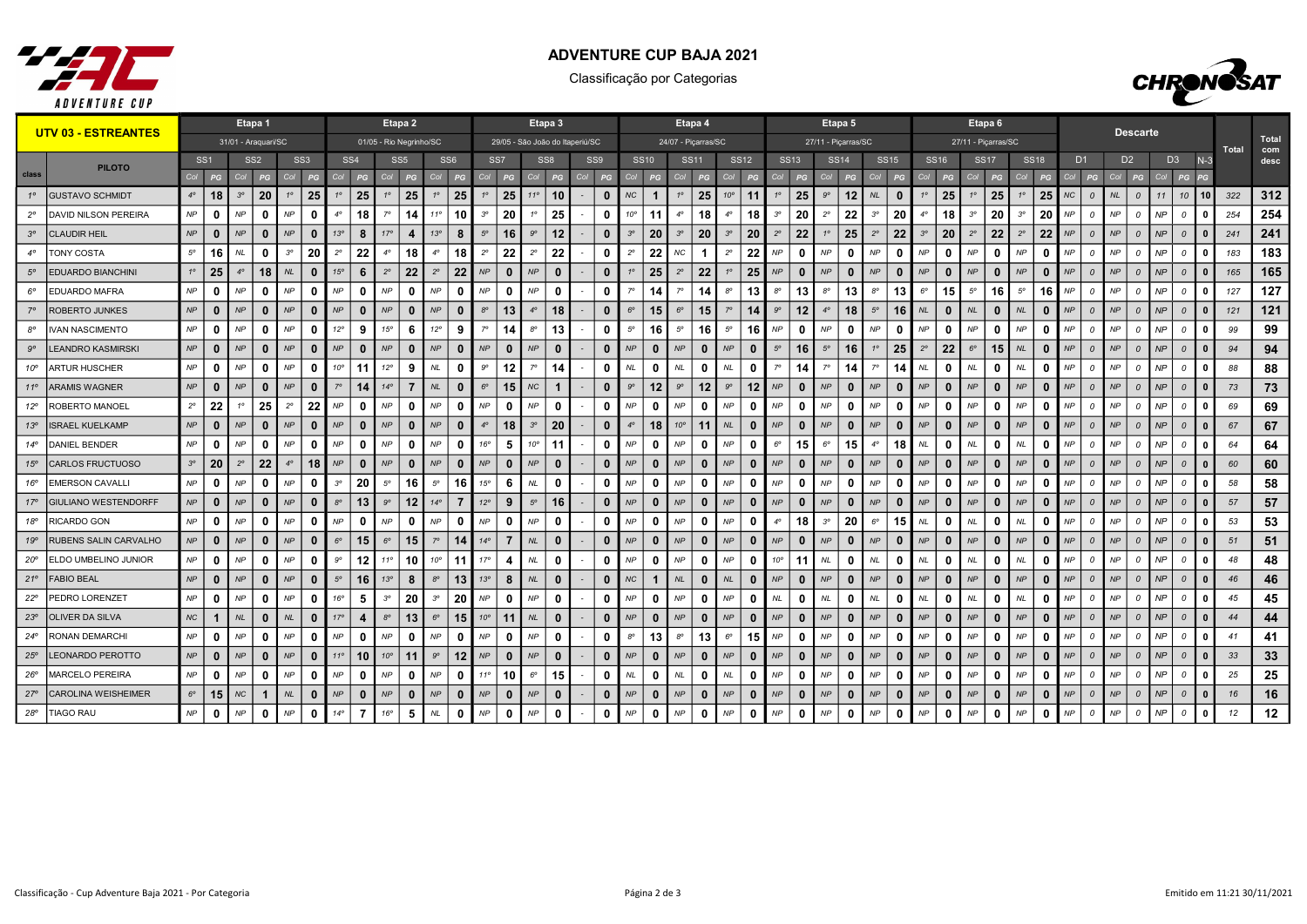# ADVENTURE CUP BAJA 2021

Classificação por Categorias

| UTV 03 - ESTREANTES | | Etapa 1 - 31/01 - Araquari/SC | | | | | | Etapa 2 - 01/05 - Rio Negrinho/SC | | | | | | Etapa 3 - 29/05 - São João do Itaperiú/SC | | | | | | Etapa 4 - 24/07 - Piçarras/SC | | | | | | Etapa 5 - 27/11 - Piçarras/SC | | | | | | Etapa 6 - 27/11 - Piçarras/SC | | | | | | Descarte | | | | | | | Total | Total com desc |
|---|---|---|---|---|---|---|---|---|---|---|---|---|---|---|---|---|---|---|---|---|---|---|---|---|---|---|---|---|---|---|---|---|---|---|---|---|---|---|---|---|---|---|---|---|---|---|
| | PILOTO | SS1 | | SS2 | | SS3 | | SS4 | | SS5 | | SS6 | | SS7 | | SS8 | | SS9 | | SS10 | | SS11 | | SS12 | | SS13 | | SS14 | | SS15 | | SS16 | | SS17 | | SS18 | | D1 | | D2 | | D3 | | N-3 | | |
| class | | Col | PG | Col | PG | Col | PG | Col | PG | Col | PG | Col | PG | Col | PG | Col | PG | Col | PG | Col | PG | Col | PG | Col | PG | Col | PG | Col | PG | Col | PG | Col | PG | Col | PG | Col | PG | Col | PG | Col | PG | Col | PG | PG | | |
| 1º | GUSTAVO SCHMIDT | 4º | 18 | 3º | 20 | 1º | 25 | 1º | 25 | 1º | 25 | 1º | 25 | 1º | 25 | 11º | 10 | - | 0 | NC | 1 | 1º | 25 | 10º | 11 | 1º | 25 | 9º | 12 | NL | 0 | 1º | 25 | 1º | 25 | 1º | 25 | NC | 0 | NL | 0 | 11 | 10 | 10 | 322 | 312 |
| 2º | DAVID NILSON PEREIRA | NP | 0 | NP | 0 | NP | 0 | 4º | 18 | 7º | 14 | 11º | 10 | 3º | 20 | 1º | 25 | - | 0 | 10º | 11 | 4º | 18 | 4º | 18 | 3º | 20 | 2º | 22 | 3º | 20 | 4º | 18 | 3º | 20 | 3º | 20 | NP | 0 | NP | 0 | NP | 0 | 0 | 254 | 254 |
| 3º | CLAUDIR HEIL | NP | 0 | NP | 0 | NP | 0 | 13º | 8 | 17º | 4 | 13º | 8 | 5º | 16 | 9º | 12 | - | 0 | 3º | 20 | 3º | 20 | 3º | 20 | 2º | 22 | 1º | 25 | 2º | 22 | 3º | 20 | 2º | 22 | 2º | 22 | NP | 0 | NP | 0 | NP | 0 | 0 | 241 | 241 |
| 4º | TONY COSTA | 5º | 16 | NL | 0 | 3º | 20 | 2º | 22 | 4º | 18 | 4º | 18 | 2º | 22 | 2º | 22 | - | 0 | 2º | 22 | NC | 1 | 2º | 22 | NP | 0 | NP | 0 | NP | 0 | NP | 0 | NP | 0 | NP | 0 | NP | 0 | NP | 0 | NP | 0 | 0 | 183 | 183 |
| 5º | EDUARDO BIANCHINI | 1º | 25 | 4º | 18 | NL | 0 | 15º | 6 | 2º | 22 | 2º | 22 | NP | 0 | NP | 0 | - | 0 | 1º | 25 | 2º | 22 | 1º | 25 | NP | 0 | NP | 0 | NP | 0 | NP | 0 | NP | 0 | NP | 0 | NP | 0 | NP | 0 | NP | 0 | 0 | 165 | 165 |
| 6º | EDUARDO MAFRA | NP | 0 | NP | 0 | NP | 0 | NP | 0 | NP | 0 | NP | 0 | NP | 0 | NP | 0 | - | 0 | 7º | 14 | 7º | 14 | 8º | 13 | 8º | 13 | 8º | 13 | 8º | 13 | 6º | 15 | 5º | 16 | 5º | 16 | NP | 0 | NP | 0 | NP | 0 | 0 | 127 | 127 |
| 7º | ROBERTO JUNKES | NP | 0 | NP | 0 | NP | 0 | NP | 0 | NP | 0 | NP | 0 | 8º | 13 | 4º | 18 | - | 0 | 6º | 15 | 6º | 15 | 7º | 14 | 9º | 12 | 4º | 18 | 5º | 16 | NL | 0 | NL | 0 | NL | 0 | NP | 0 | NP | 0 | NP | 0 | 0 | 121 | 121 |
| 8º | IVAN NASCIMENTO | NP | 0 | NP | 0 | NP | 0 | 12º | 9 | 15º | 6 | 12º | 9 | 7º | 14 | 8º | 13 | - | 0 | 5º | 16 | 5º | 16 | 5º | 16 | NP | 0 | NP | 0 | NP | 0 | NP | 0 | NP | 0 | NP | 0 | NP | 0 | NP | 0 | NP | 0 | 0 | 99 | 99 |
| 9º | LEANDRO KASMIRSKI | NP | 0 | NP | 0 | NP | 0 | NP | 0 | NP | 0 | NP | 0 | NP | 0 | NP | 0 | - | 0 | NP | 0 | NP | 0 | NP | 0 | 5º | 16 | 5º | 16 | 1º | 25 | 2º | 22 | 6º | 15 | NL | 0 | NP | 0 | NP | 0 | NP | 0 | 0 | 94 | 94 |
| 10º | ARTUR HUSCHER | NP | 0 | NP | 0 | NP | 0 | 10º | 11 | 12º | 9 | NL | 0 | 9º | 12 | 7º | 14 | - | 0 | NL | 0 | NL | 0 | NL | 0 | 7º | 14 | 7º | 14 | 7º | 14 | NL | 0 | NL | 0 | NL | 0 | NP | 0 | NP | 0 | NP | 0 | 0 | 88 | 88 |
| 11º | ARAMIS WAGNER | NP | 0 | NP | 0 | NP | 0 | 7º | 14 | 14º | 7 | NL | 0 | 6º | 15 | NC | 1 | - | 0 | 9º | 12 | 9º | 12 | 9º | 12 | NP | 0 | NP | 0 | NP | 0 | NP | 0 | NP | 0 | NP | 0 | NP | 0 | NP | 0 | NP | 0 | 0 | 73 | 73 |
| 12º | ROBERTO MANOEL | 2º | 22 | 1º | 25 | 2º | 22 | NP | 0 | NP | 0 | NP | 0 | NP | 0 | NP | 0 | - | 0 | NP | 0 | NP | 0 | NP | 0 | NP | 0 | NP | 0 | NP | 0 | NP | 0 | NP | 0 | NP | 0 | NP | 0 | NP | 0 | NP | 0 | 0 | 69 | 69 |
| 13º | ISRAEL KUELKAMP | NP | 0 | NP | 0 | NP | 0 | NP | 0 | NP | 0 | NP | 0 | 4º | 18 | 3º | 20 | - | 0 | 4º | 18 | 10º | 11 | NL | 0 | NP | 0 | NP | 0 | NP | 0 | NP | 0 | NP | 0 | NP | 0 | NP | 0 | NP | 0 | NP | 0 | 0 | 67 | 67 |
| 14º | DANIEL BENDER | NP | 0 | NP | 0 | NP | 0 | NP | 0 | NP | 0 | NP | 0 | 16º | 5 | 10º | 11 | - | 0 | NP | 0 | NP | 0 | NP | 0 | 6º | 15 | 6º | 15 | 4º | 18 | NL | 0 | NL | 0 | NL | 0 | NP | 0 | NP | 0 | NP | 0 | 0 | 64 | 64 |
| 15º | CARLOS FRUCTUOSO | 3º | 20 | 2º | 22 | 4º | 18 | NP | 0 | NP | 0 | NP | 0 | NP | 0 | NP | 0 | - | 0 | NP | 0 | NP | 0 | NP | 0 | NP | 0 | NP | 0 | NP | 0 | NP | 0 | NP | 0 | NP | 0 | NP | 0 | NP | 0 | NP | 0 | 0 | 60 | 60 |
| 16º | EMERSON CAVALLI | NP | 0 | NP | 0 | NP | 0 | 3º | 20 | 5º | 16 | 5º | 16 | 15º | 6 | NL | 0 | - | 0 | NP | 0 | NP | 0 | NP | 0 | NP | 0 | NP | 0 | NP | 0 | NP | 0 | NP | 0 | NP | 0 | NP | 0 | NP | 0 | NP | 0 | 0 | 58 | 58 |
| 17º | GIULIANO WESTENDORFF | NP | 0 | NP | 0 | NP | 0 | 8º | 13 | 9º | 12 | 14º | 7 | 12º | 9 | 5º | 16 | - | 0 | NP | 0 | NP | 0 | NP | 0 | NP | 0 | NP | 0 | NP | 0 | NP | 0 | NP | 0 | NP | 0 | NP | 0 | NP | 0 | NP | 0 | 0 | 57 | 57 |
| 18º | RICARDO GON | NP | 0 | NP | 0 | NP | 0 | NP | 0 | NP | 0 | NP | 0 | NP | 0 | NP | 0 | - | 0 | NP | 0 | NP | 0 | NP | 0 | 4º | 18 | 3º | 20 | 6º | 15 | NL | 0 | NL | 0 | NL | 0 | NP | 0 | NP | 0 | NP | 0 | 0 | 53 | 53 |
| 19º | RUBENS SALIN CARVALHO | NP | 0 | NP | 0 | NP | 0 | 6º | 15 | 6º | 15 | 7º | 14 | 14º | 7 | NL | 0 | - | 0 | NP | 0 | NP | 0 | NP | 0 | NP | 0 | NP | 0 | NP | 0 | NP | 0 | NP | 0 | NP | 0 | NP | 0 | NP | 0 | NP | 0 | 0 | 51 | 51 |
| 20º | ELDO UMBELINO JUNIOR | NP | 0 | NP | 0 | NP | 0 | 9º | 12 | 11º | 10 | 10º | 11 | 17º | 4 | NL | 0 | - | 0 | NP | 0 | NP | 0 | NP | 0 | 10º | 11 | NL | 0 | NL | 0 | NL | 0 | NL | 0 | NL | 0 | NP | 0 | NP | 0 | NP | 0 | 0 | 48 | 48 |
| 21º | FABIO BEAL | NP | 0 | NP | 0 | NP | 0 | 5º | 16 | 13º | 8 | 8º | 13 | 13º | 8 | NL | 0 | - | 0 | NC | 1 | NL | 0 | NL | 0 | NP | 0 | NP | 0 | NP | 0 | NP | 0 | NP | 0 | NP | 0 | NP | 0 | NP | 0 | NP | 0 | 0 | 46 | 46 |
| 22º | PEDRO LORENZET | NP | 0 | NP | 0 | NP | 0 | 16º | 5 | 3º | 20 | 3º | 20 | NP | 0 | NP | 0 | - | 0 | NP | 0 | NP | 0 | NP | 0 | NL | 0 | NL | 0 | NL | 0 | NL | 0 | NL | 0 | NL | 0 | NP | 0 | NP | 0 | NP | 0 | 0 | 45 | 45 |
| 23º | OLIVER DA SILVA | NC | 1 | NL | 0 | NL | 0 | 17º | 4 | 8º | 13 | 6º | 15 | 10º | 11 | NL | 0 | - | 0 | NP | 0 | NP | 0 | NP | 0 | NP | 0 | NP | 0 | NP | 0 | NP | 0 | NP | 0 | NP | 0 | NP | 0 | NP | 0 | NP | 0 | 0 | 44 | 44 |
| 24º | RONAN DEMARCHI | NP | 0 | NP | 0 | NP | 0 | NP | 0 | NP | 0 | NP | 0 | NP | 0 | NP | 0 | - | 0 | 8º | 13 | 8º | 13 | 6º | 15 | NP | 0 | NP | 0 | NP | 0 | NP | 0 | NP | 0 | NP | 0 | NP | 0 | NP | 0 | NP | 0 | 0 | 41 | 41 |
| 25º | LEONARDO PEROTTO | NP | 0 | NP | 0 | NP | 0 | 11º | 10 | 10º | 11 | 9º | 12 | NP | 0 | NP | 0 | - | 0 | NP | 0 | NP | 0 | NP | 0 | NP | 0 | NP | 0 | NP | 0 | NP | 0 | NP | 0 | NP | 0 | NP | 0 | NP | 0 | NP | 0 | 0 | 33 | 33 |
| 26º | MARCELO PEREIRA | NP | 0 | NP | 0 | NP | 0 | NP | 0 | NP | 0 | NP | 0 | 11º | 10 | 6º | 15 | - | 0 | NL | 0 | NL | 0 | NL | 0 | NP | 0 | NP | 0 | NP | 0 | NP | 0 | NP | 0 | NP | 0 | NP | 0 | NP | 0 | NP | 0 | 0 | 25 | 25 |
| 27º | CAROLINA WEISHEIMER | 6º | 15 | NC | 1 | NL | 0 | NP | 0 | NP | 0 | NP | 0 | NP | 0 | NP | 0 | - | 0 | NP | 0 | NP | 0 | NP | 0 | NP | 0 | NP | 0 | NP | 0 | NP | 0 | NP | 0 | NP | 0 | NP | 0 | NP | 0 | NP | 0 | 0 | 16 | 16 |
| 28º | TIAGO RAU | NP | 0 | NP | 0 | NP | 0 | 14º | 7 | 16º | 5 | NL | 0 | NP | 0 | NP | 0 | - | 0 | NP | 0 | NP | 0 | NP | 0 | NP | 0 | NP | 0 | NP | 0 | NP | 0 | NP | 0 | NP | 0 | NP | 0 | NP | 0 | NP | 0 | 0 | 12 | 12 |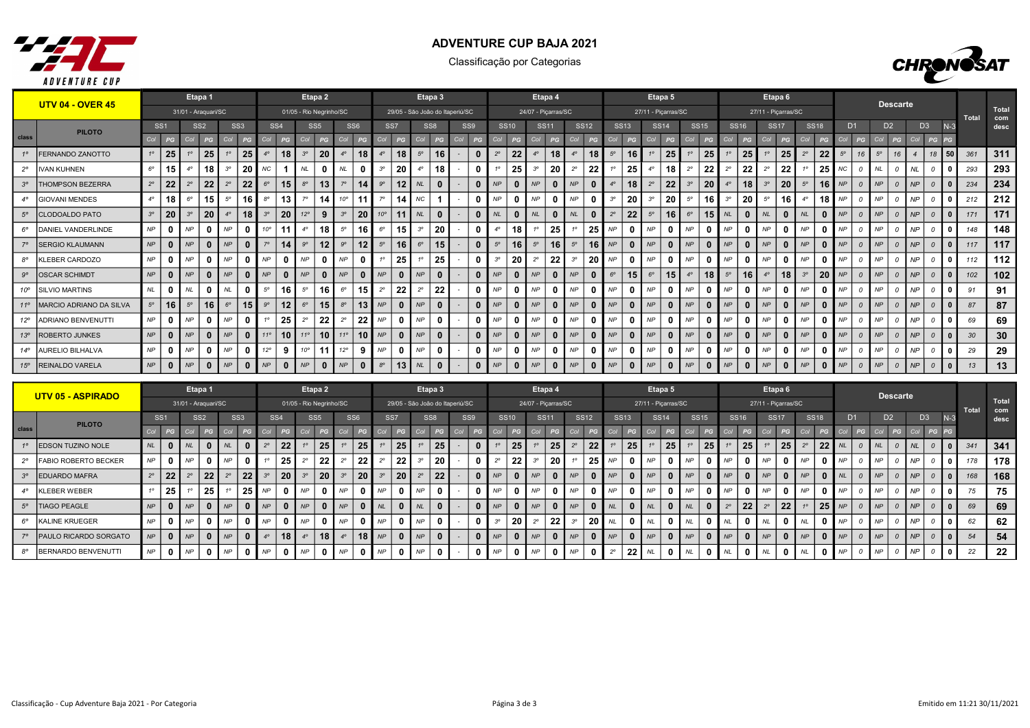# ADVENTURE CUP BAJA 2021

Classificação por Categorias

## UTV 04 - OVER 45

| class | PILOTO | Etapa 1 - 31/01 - Araquari/SC | | | | | | Etapa 2 - 01/05 - Rio Negrinho/SC | | | | | | Etapa 3 - 29/05 - São João do Itaperiú/SC | | | | | | Etapa 4 - 24/07 - Piçarras/SC | | | | | | Etapa 5 - 27/11 - Piçarras/SC | | | | | | Etapa 6 - 27/11 - Piçarras/SC | | | | | | Descarte | | | | | | | Total | Total com desc |
|---|---|---|---|---|---|---|---|---|---|---|---|---|---|---|---|---|---|---|---|---|---|---|---|---|---|---|---|---|---|---|---|---|---|---|---|---|---|---|---|---|---|---|---|---|---|---|---|---|
| | | SS1 | | SS2 | | SS3 | | SS4 | | SS5 | | SS6 | | SS7 | | SS8 | | SS9 | | SS10 | | SS11 | | SS12 | | SS13 | | SS14 | | SS15 | | SS16 | | SS17 | | SS18 | | D1 | | D2 | | D3 | | N-3 | | |
| | | Col | PG | Col | PG | Col | PG | Col | PG | Col | PG | Col | PG | Col | PG | Col | PG | Col | PG | Col | PG | Col | PG | Col | PG | Col | PG | Col | PG | Col | PG | Col | PG | Col | PG | Col | PG | Col | PG | Col | PG | Col | PG | PG | | |
| 1º | FERNANDO ZANOTTO | 1º | 25 | 1º | 25 | 1º | 25 | 4º | 18 | 3º | 20 | 4º | 18 | 4º | 18 | 5º | 16 | - | 0 | 2º | 22 | 4º | 18 | 4º | 18 | 5º | 16 | 1º | 25 | 1º | 25 | 1º | 25 | 1º | 25 | 2º | 22 | 5º | 16 | 5º | 16 | 4 | 18 | 50 | 361 | 311 |
| 2º | IVAN KUHNEN | 6º | 15 | 4º | 18 | 3º | 20 | NC | 1 | NL | 0 | NL | 0 | 3º | 20 | 4º | 18 | - | 0 | 1º | 25 | 3º | 20 | 2º | 22 | 1º | 25 | 4º | 18 | 2º | 22 | 2º | 22 | 2º | 22 | 1º | 25 | NC | 0 | NL | 0 | NL | 0 | 0 | 293 | 293 |
| 3º | THOMPSON BEZERRA | 2º | 22 | 2º | 22 | 2º | 22 | 6º | 15 | 8º | 13 | 7º | 14 | 9º | 12 | NL | 0 | - | 0 | NP | 0 | NP | 0 | NP | 0 | 4º | 18 | 2º | 22 | 3º | 20 | 4º | 18 | 3º | 20 | 5º | 16 | NP | 0 | NP | 0 | NP | 0 | 0 | 234 | 234 |
| 4º | GIOVANI MENDES | 4º | 18 | 6º | 15 | 5º | 16 | 8º | 13 | 7º | 14 | 10º | 11 | 7º | 14 | NC | 1 | - | 0 | NP | 0 | NP | 0 | NP | 0 | 3º | 20 | 3º | 20 | 5º | 16 | 3º | 20 | 5º | 16 | 4º | 18 | NP | 0 | NP | 0 | NP | 0 | 0 | 212 | 212 |
| 5º | CLODOALDO PATO | 3º | 20 | 3º | 20 | 4º | 18 | 3º | 20 | 12º | 9 | 3º | 20 | 10º | 11 | NL | 0 | - | 0 | NL | 0 | NL | 0 | NL | 0 | 2º | 22 | 5º | 16 | 6º | 15 | NL | 0 | NL | 0 | NL | 0 | NP | 0 | NP | 0 | NP | 0 | 0 | 171 | 171 |
| 6º | DANIEL VANDERLINDE | NP | 0 | NP | 0 | NP | 0 | 10º | 11 | 4º | 18 | 5º | 16 | 6º | 15 | 3º | 20 | - | 0 | 4º | 18 | 1º | 25 | 1º | 25 | NP | 0 | NP | 0 | NP | 0 | NP | 0 | NP | 0 | NP | 0 | NP | 0 | NP | 0 | NP | 0 | 0 | 148 | 148 |
| 7º | SERGIO KLAUMANN | NP | 0 | NP | 0 | NP | 0 | 7º | 14 | 9º | 12 | 9º | 12 | 5º | 16 | 6º | 15 | - | 0 | 5º | 16 | 5º | 16 | 5º | 16 | NP | 0 | NP | 0 | NP | 0 | NP | 0 | NP | 0 | NP | 0 | NP | 0 | NP | 0 | NP | 0 | 0 | 117 | 117 |
| 8º | KLEBER CARDOZO | NP | 0 | NP | 0 | NP | 0 | NP | 0 | NP | 0 | NP | 0 | 1º | 25 | 1º | 25 | - | 0 | 3º | 20 | 2º | 22 | 3º | 20 | NP | 0 | NP | 0 | NP | 0 | NP | 0 | NP | 0 | NP | 0 | NP | 0 | NP | 0 | NP | 0 | 0 | 112 | 112 |
| 9º | OSCAR SCHIMDT | NP | 0 | NP | 0 | NP | 0 | NP | 0 | NP | 0 | NP | 0 | NP | 0 | NP | 0 | - | 0 | NP | 0 | NP | 0 | NP | 0 | 6º | 15 | 6º | 15 | 4º | 18 | 5º | 16 | 4º | 18 | 3º | 20 | NP | 0 | NP | 0 | NP | 0 | 0 | 102 | 102 |
| 10º | SILVIO MARTINS | NL | 0 | NL | 0 | NL | 0 | 5º | 16 | 5º | 16 | 6º | 15 | 2º | 22 | 2º | 22 | - | 0 | NP | 0 | NP | 0 | NP | 0 | NP | 0 | NP | 0 | NP | 0 | NP | 0 | NP | 0 | NP | 0 | NP | 0 | NP | 0 | NP | 0 | 0 | 91 | 91 |
| 11º | MARCIO ADRIANO DA SILVA | 5º | 16 | 5º | 16 | 6º | 15 | 9º | 12 | 6º | 15 | 8º | 13 | NP | 0 | NP | 0 | - | 0 | NP | 0 | NP | 0 | NP | 0 | NP | 0 | NP | 0 | NP | 0 | NP | 0 | NP | 0 | NP | 0 | NP | 0 | NP | 0 | NP | 0 | 0 | 87 | 87 |
| 12º | ADRIANO BENVENUTTI | NP | 0 | NP | 0 | NP | 0 | 1º | 25 | 2º | 22 | 2º | 22 | NP | 0 | NP | 0 | - | 0 | NP | 0 | NP | 0 | NP | 0 | NP | 0 | NP | 0 | NP | 0 | NP | 0 | NP | 0 | NP | 0 | NP | 0 | NP | 0 | NP | 0 | 0 | 69 | 69 |
| 13º | ROBERTO JUNKES | NP | 0 | NP | 0 | NP | 0 | 11º | 10 | 11º | 10 | 11º | 10 | NP | 0 | NP | 0 | - | 0 | NP | 0 | NP | 0 | NP | 0 | NP | 0 | NP | 0 | NP | 0 | NP | 0 | NP | 0 | NP | 0 | NP | 0 | NP | 0 | NP | 0 | 0 | 30 | 30 |
| 14º | AURELIO BILHALVA | NP | 0 | NP | 0 | NP | 0 | 12º | 9 | 10º | 11 | 12º | 9 | NP | 0 | NP | 0 | - | 0 | NP | 0 | NP | 0 | NP | 0 | NP | 0 | NP | 0 | NP | 0 | NP | 0 | NP | 0 | NP | 0 | NP | 0 | NP | 0 | NP | 0 | 0 | 29 | 29 |
| 15º | REINALDO VARELA | NP | 0 | NP | 0 | NP | 0 | NP | 0 | NP | 0 | NP | 0 | 8º | 13 | NL | 0 | - | 0 | NP | 0 | NP | 0 | NP | 0 | NP | 0 | NP | 0 | NP | 0 | NP | 0 | NP | 0 | NP | 0 | NP | 0 | NP | 0 | NP | 0 | 0 | 13 | 13 |

## UTV 05 - ASPIRADO

| class | PILOTO | Etapa 1 - 31/01 - Araquari/SC | | | | | | Etapa 2 - 01/05 - Rio Negrinho/SC | | | | | | Etapa 3 - 29/05 - São João do Itaperiú/SC | | | | | | Etapa 4 - 24/07 - Piçarras/SC | | | | | | Etapa 5 - 27/11 - Piçarras/SC | | | | | | Etapa 6 - 27/11 - Piçarras/SC | | | | | | Descarte | | | | | | | Total | Total com desc |
|---|---|---|---|---|---|---|---|---|---|---|---|---|---|---|---|---|---|---|---|---|---|---|---|---|---|---|---|---|---|---|---|---|---|---|---|---|---|---|---|---|---|---|---|---|---|---|---|---|
| | | SS1 | | SS2 | | SS3 | | SS4 | | SS5 | | SS6 | | SS7 | | SS8 | | SS9 | | SS10 | | SS11 | | SS12 | | SS13 | | SS14 | | SS15 | | SS16 | | SS17 | | SS18 | | D1 | | D2 | | D3 | | N-3 | | |
| | | Col | PG | Col | PG | Col | PG | Col | PG | Col | PG | Col | PG | Col | PG | Col | PG | Col | PG | Col | PG | Col | PG | Col | PG | Col | PG | Col | PG | Col | PG | Col | PG | Col | PG | Col | PG | Col | PG | Col | PG | Col | PG | PG | | |
| 1º | EDSON TUZINO NOLE | NL | 0 | NL | 0 | NL | 0 | 2º | 22 | 1º | 25 | 1º | 25 | 1º | 25 | 1º | 25 | - | 0 | 1º | 25 | 1º | 25 | 2º | 22 | 1º | 25 | 1º | 25 | 1º | 25 | 1º | 25 | 1º | 25 | 2º | 22 | NL | 0 | NL | 0 | NL | 0 | 0 | 341 | 341 |
| 2º | FABIO ROBERTO BECKER | NP | 0 | NP | 0 | NP | 0 | 1º | 25 | 2º | 22 | 2º | 22 | 2º | 22 | 3º | 20 | - | 0 | 2º | 22 | 3º | 20 | 1º | 25 | NP | 0 | NP | 0 | NP | 0 | NP | 0 | NP | 0 | NP | 0 | NP | 0 | NP | 0 | NP | 0 | 0 | 178 | 178 |
| 3º | EDUARDO MAFRA | 2º | 22 | 2º | 22 | 2º | 22 | 3º | 20 | 3º | 20 | 3º | 20 | 3º | 20 | 2º | 22 | - | 0 | NP | 0 | NP | 0 | NP | 0 | NP | 0 | NP | 0 | NP | 0 | NP | 0 | NP | 0 | NP | 0 | NL | 0 | NP | 0 | NP | 0 | 0 | 168 | 168 |
| 4º | KLEBER WEBER | 1º | 25 | 1º | 25 | 1º | 25 | NP | 0 | NP | 0 | NP | 0 | NP | 0 | NP | 0 | - | 0 | NP | 0 | NP | 0 | NP | 0 | NP | 0 | NP | 0 | NP | 0 | NP | 0 | NP | 0 | NP | 0 | NP | 0 | NP | 0 | NP | 0 | 0 | 75 | 75 |
| 5º | TIAGO PEAGLE | NP | 0 | NP | 0 | NP | 0 | NP | 0 | NP | 0 | NP | 0 | NL | 0 | NL | 0 | - | 0 | NP | 0 | NP | 0 | NP | 0 | NL | 0 | NL | 0 | NL | 0 | 2º | 22 | 2º | 22 | 1º | 25 | NP | 0 | NP | 0 | NP | 0 | 0 | 69 | 69 |
| 6º | KALINE KRUEGER | NP | 0 | NP | 0 | NP | 0 | NP | 0 | NP | 0 | NP | 0 | NP | 0 | NP | 0 | - | 0 | 3º | 20 | 2º | 22 | 3º | 20 | NL | 0 | NL | 0 | NL | 0 | NL | 0 | NL | 0 | NL | 0 | NP | 0 | NP | 0 | NP | 0 | 0 | 62 | 62 |
| 7º | PAULO RICARDO SORGATO | NP | 0 | NP | 0 | NP | 0 | 4º | 18 | 4º | 18 | 4º | 18 | NP | 0 | NP | 0 | - | 0 | NP | 0 | NP | 0 | NP | 0 | NP | 0 | NP | 0 | NP | 0 | NP | 0 | NP | 0 | NP | 0 | NP | 0 | NP | 0 | NP | 0 | 0 | 54 | 54 |
| 8º | BERNARDO BENVENUTTI | NP | 0 | NP | 0 | NP | 0 | NP | 0 | NP | 0 | NP | 0 | NP | 0 | NP | 0 | - | 0 | NP | 0 | NP | 0 | NP | 0 | 2º | 22 | NL | 0 | NL | 0 | NL | 0 | NL | 0 | NL | 0 | NP | 0 | NP | 0 | NP | 0 | 0 | 22 | 22 |

Classificação - Cup Adventure Baja 2021 - Por Categoria

Emitido em 11:21 30/11/2021